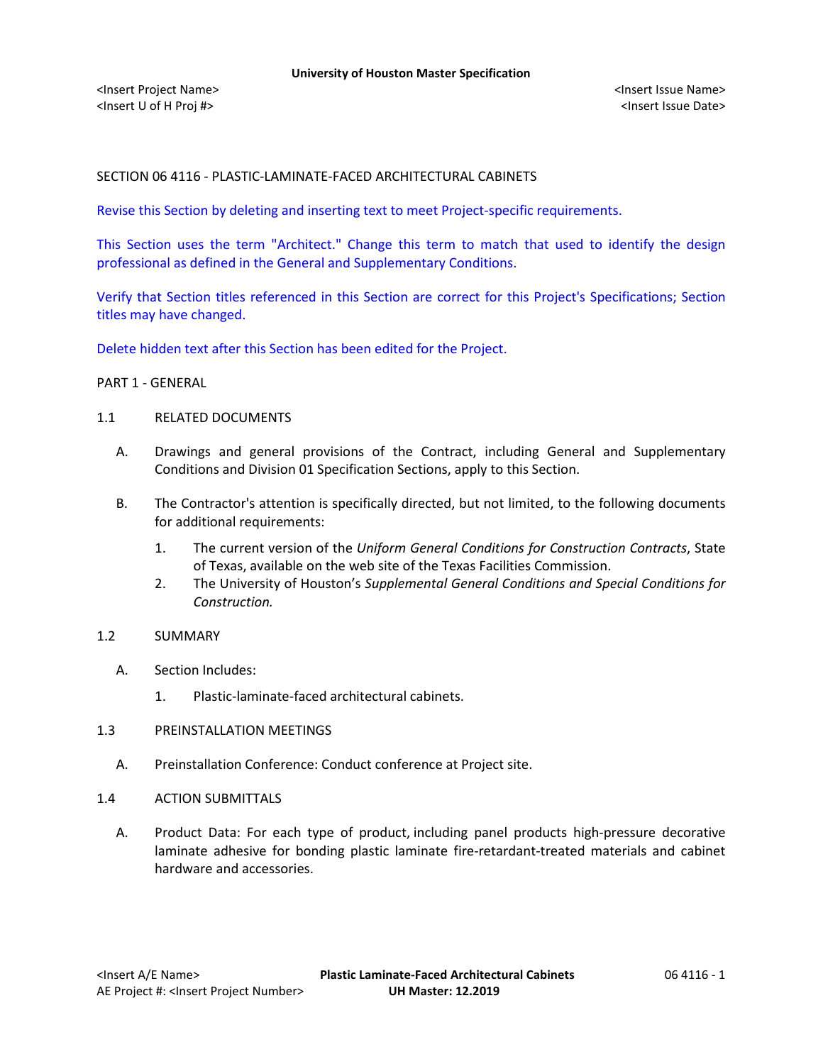SECTION 06 4116 - PLASTIC-LAMINATE-FACED ARCHITECTURAL CABINETS

Revise this Section by deleting and inserting text to meet Project-specific requirements.

This Section uses the term "Architect." Change this term to match that used to identify the design professional as defined in the General and Supplementary Conditions.

Verify that Section titles referenced in this Section are correct for this Project's Specifications; Section titles may have changed.

Delete hidden text after this Section has been edited for the Project.

## PART 1 - GENERAL

### 1.1 RELATED DOCUMENTS

A. Drawings and general provisions of the Contract, including General and Supplementary Conditions and Division 01 Specification Sections, apply to this Section.

B. The Contractor's attention is specifically directed, but not limited, to the following documents for additional requirements:

1. The current version of the *Uniform General Conditions for Construction Contracts*, State of Texas, available on the web site of the Texas Facilities Commission.
2. The University of Houston's *Supplemental General Conditions and Special Conditions for Construction.*

### 1.2 SUMMARY

A. Section Includes:

1. Plastic-laminate-faced architectural cabinets.

### 1.3 PREINSTALLATION MEETINGS

A. Preinstallation Conference: Conduct conference at Project site.

### 1.4 ACTION SUBMITTALS

A. Product Data: For each type of product, including panel products high-pressure decorative laminate adhesive for bonding plastic laminate fire-retardant-treated materials and cabinet hardware and accessories.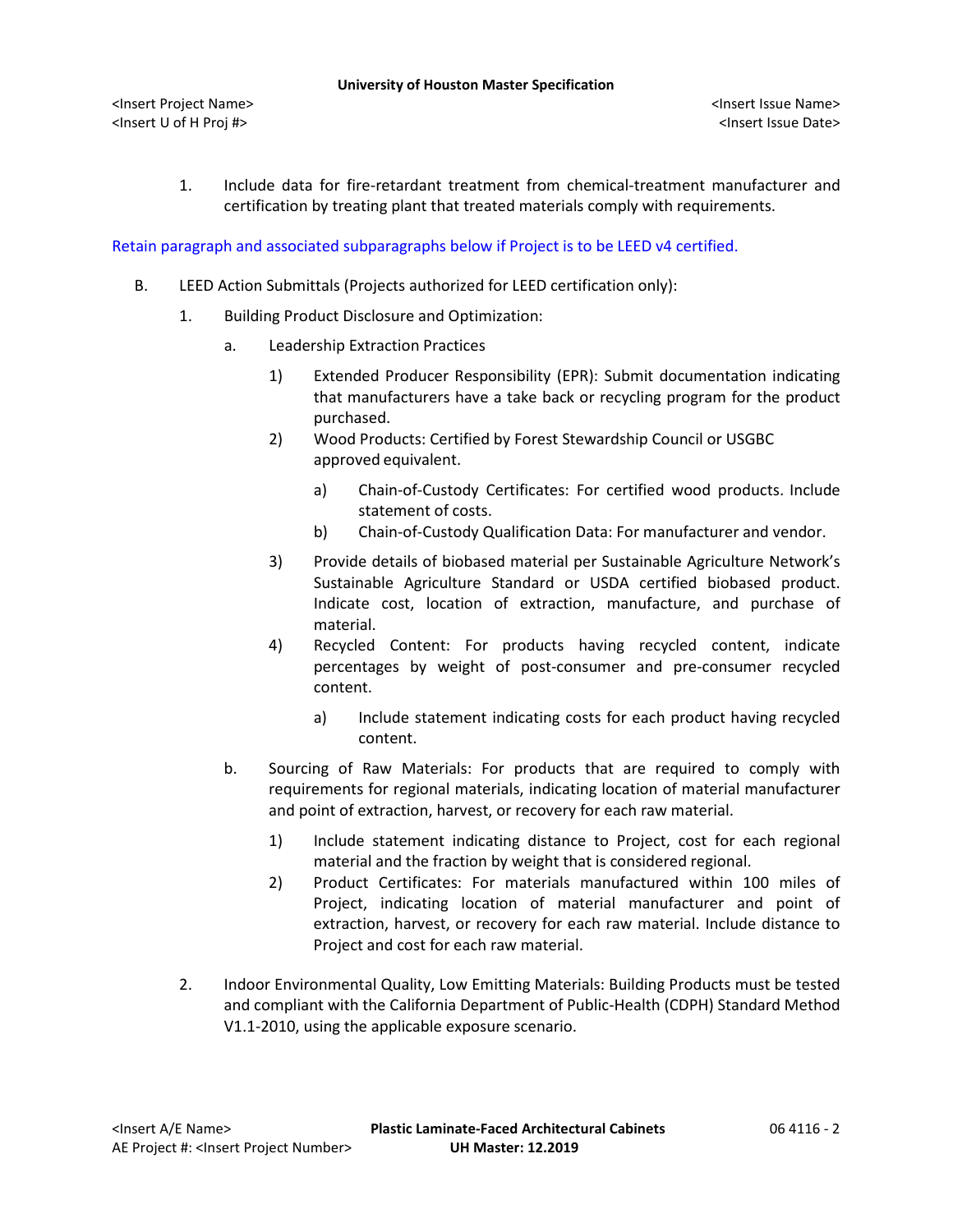1. Include data for fire-retardant treatment from chemical-treatment manufacturer and certification by treating plant that treated materials comply with requirements.

Retain paragraph and associated subparagraphs below if Project is to be LEED v4 certified.

B. LEED Action Submittals (Projects authorized for LEED certification only):

1. Building Product Disclosure and Optimization:

   a. Leadership Extraction Practices

      1) Extended Producer Responsibility (EPR): Submit documentation indicating that manufacturers have a take back or recycling program for the product purchased.

      2) Wood Products: Certified by Forest Stewardship Council or USGBC approved equivalent.

         a) Chain-of-Custody Certificates: For certified wood products. Include statement of costs.

         b) Chain-of-Custody Qualification Data: For manufacturer and vendor.

      3) Provide details of biobased material per Sustainable Agriculture Network's Sustainable Agriculture Standard or USDA certified biobased product. Indicate cost, location of extraction, manufacture, and purchase of material.

      4) Recycled Content: For products having recycled content, indicate percentages by weight of post-consumer and pre-consumer recycled content.

         a) Include statement indicating costs for each product having recycled content.

   b. Sourcing of Raw Materials: For products that are required to comply with requirements for regional materials, indicating location of material manufacturer and point of extraction, harvest, or recovery for each raw material.

      1) Include statement indicating distance to Project, cost for each regional material and the fraction by weight that is considered regional.

      2) Product Certificates: For materials manufactured within 100 miles of Project, indicating location of material manufacturer and point of extraction, harvest, or recovery for each raw material. Include distance to Project and cost for each raw material.

2. Indoor Environmental Quality, Low Emitting Materials: Building Products must be tested and compliant with the California Department of Public-Health (CDPH) Standard Method V1.1-2010, using the applicable exposure scenario.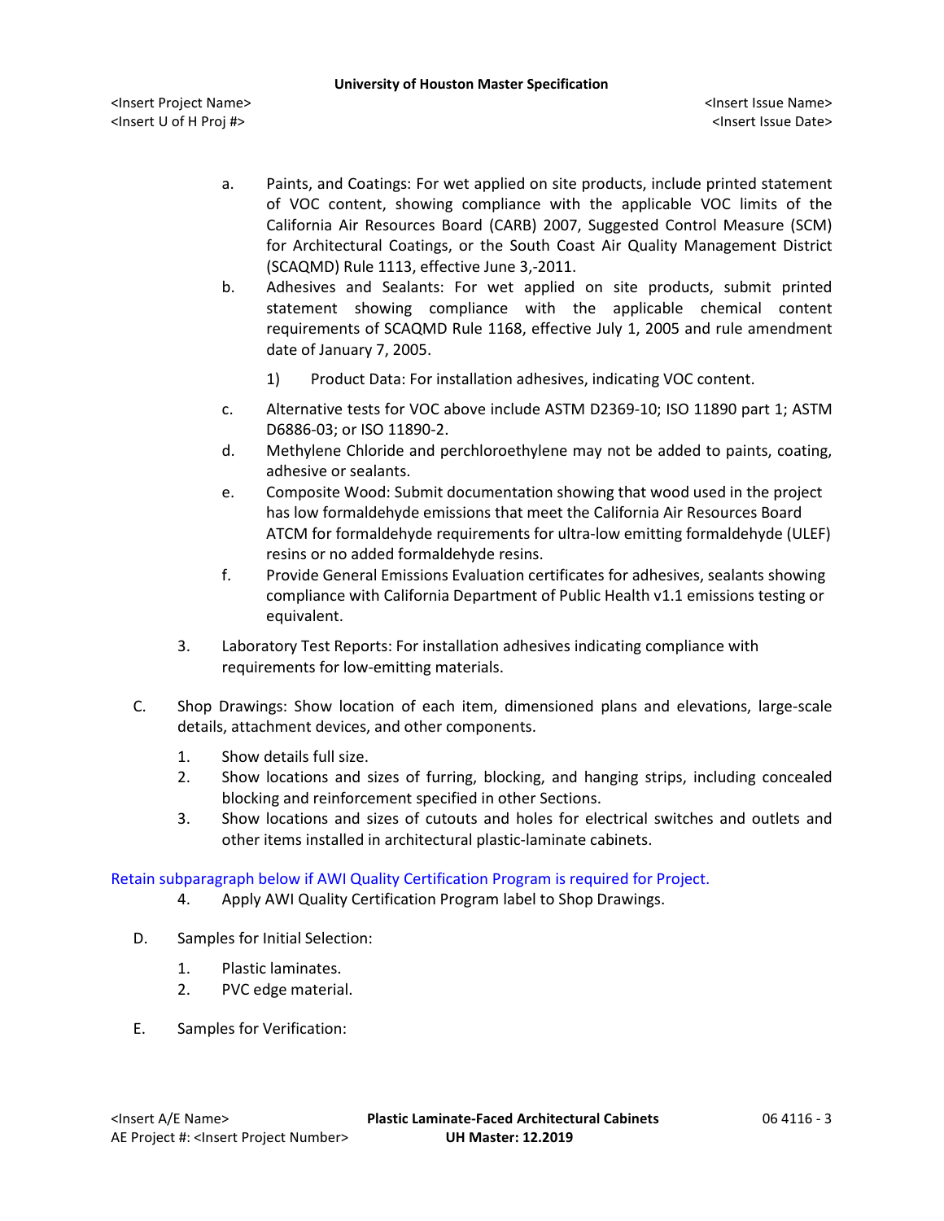a. Paints, and Coatings: For wet applied on site products, include printed statement of VOC content, showing compliance with the applicable VOC limits of the California Air Resources Board (CARB) 2007, Suggested Control Measure (SCM) for Architectural Coatings, or the South Coast Air Quality Management District (SCAQMD) Rule 1113, effective June 3,-2011.

b. Adhesives and Sealants: For wet applied on site products, submit printed statement showing compliance with the applicable chemical content requirements of SCAQMD Rule 1168, effective July 1, 2005 and rule amendment date of January 7, 2005.

   1) Product Data: For installation adhesives, indicating VOC content.

c. Alternative tests for VOC above include ASTM D2369-10; ISO 11890 part 1; ASTM D6886-03; or ISO 11890-2.

d. Methylene Chloride and perchloroethylene may not be added to paints, coating, adhesive or sealants.

e. Composite Wood: Submit documentation showing that wood used in the project has low formaldehyde emissions that meet the California Air Resources Board ATCM for formaldehyde requirements for ultra-low emitting formaldehyde (ULEF) resins or no added formaldehyde resins.

f. Provide General Emissions Evaluation certificates for adhesives, sealants showing compliance with California Department of Public Health v1.1 emissions testing or equivalent.

3. Laboratory Test Reports: For installation adhesives indicating compliance with requirements for low-emitting materials.

C. Shop Drawings: Show location of each item, dimensioned plans and elevations, large-scale details, attachment devices, and other components.

1. Show details full size.
2. Show locations and sizes of furring, blocking, and hanging strips, including concealed blocking and reinforcement specified in other Sections.
3. Show locations and sizes of cutouts and holes for electrical switches and outlets and other items installed in architectural plastic-laminate cabinets.

Retain subparagraph below if AWI Quality Certification Program is required for Project.

4. Apply AWI Quality Certification Program label to Shop Drawings.

D. Samples for Initial Selection:

1. Plastic laminates.
2. PVC edge material.

E. Samples for Verification: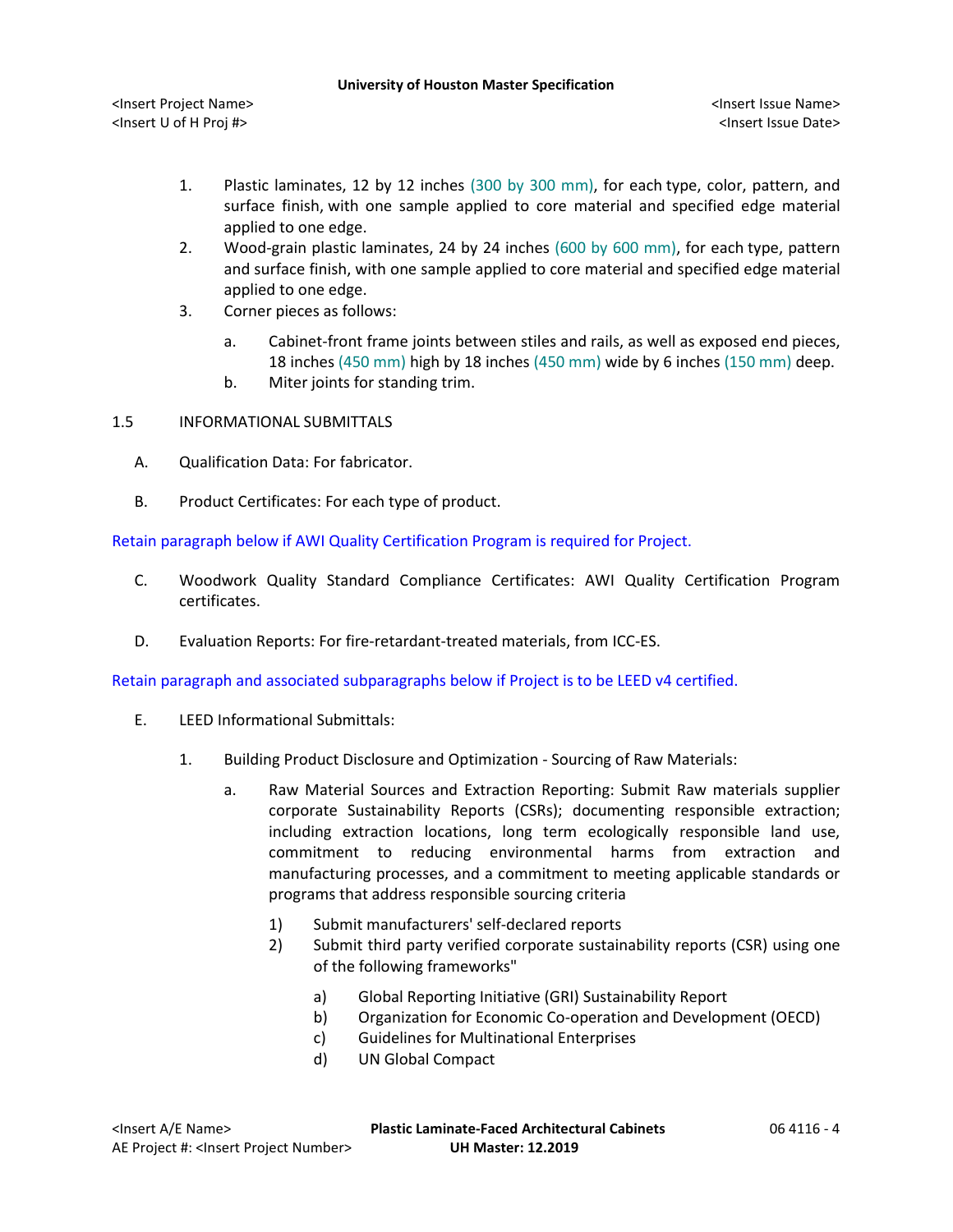1. Plastic laminates, 12 by 12 inches (300 by 300 mm), for each type, color, pattern, and surface finish, with one sample applied to core material and specified edge material applied to one edge.
2. Wood-grain plastic laminates, 24 by 24 inches (600 by 600 mm), for each type, pattern and surface finish, with one sample applied to core material and specified edge material applied to one edge.
3. Corner pieces as follows:
    a. Cabinet-front frame joints between stiles and rails, as well as exposed end pieces, 18 inches (450 mm) high by 18 inches (450 mm) wide by 6 inches (150 mm) deep.
    b. Miter joints for standing trim.

1.5 INFORMATIONAL SUBMITTALS

A. Qualification Data: For fabricator.

B. Product Certificates: For each type of product.

Retain paragraph below if AWI Quality Certification Program is required for Project.

C. Woodwork Quality Standard Compliance Certificates: AWI Quality Certification Program certificates.

D. Evaluation Reports: For fire-retardant-treated materials, from ICC-ES.

Retain paragraph and associated subparagraphs below if Project is to be LEED v4 certified.

E. LEED Informational Submittals:

1. Building Product Disclosure and Optimization - Sourcing of Raw Materials:
    a. Raw Material Sources and Extraction Reporting: Submit Raw materials supplier corporate Sustainability Reports (CSRs); documenting responsible extraction; including extraction locations, long term ecologically responsible land use, commitment to reducing environmental harms from extraction and manufacturing processes, and a commitment to meeting applicable standards or programs that address responsible sourcing criteria
        1) Submit manufacturers' self-declared reports
        2) Submit third party verified corporate sustainability reports (CSR) using one of the following frameworks"
            a) Global Reporting Initiative (GRI) Sustainability Report
            b) Organization for Economic Co-operation and Development (OECD)
            c) Guidelines for Multinational Enterprises
            d) UN Global Compact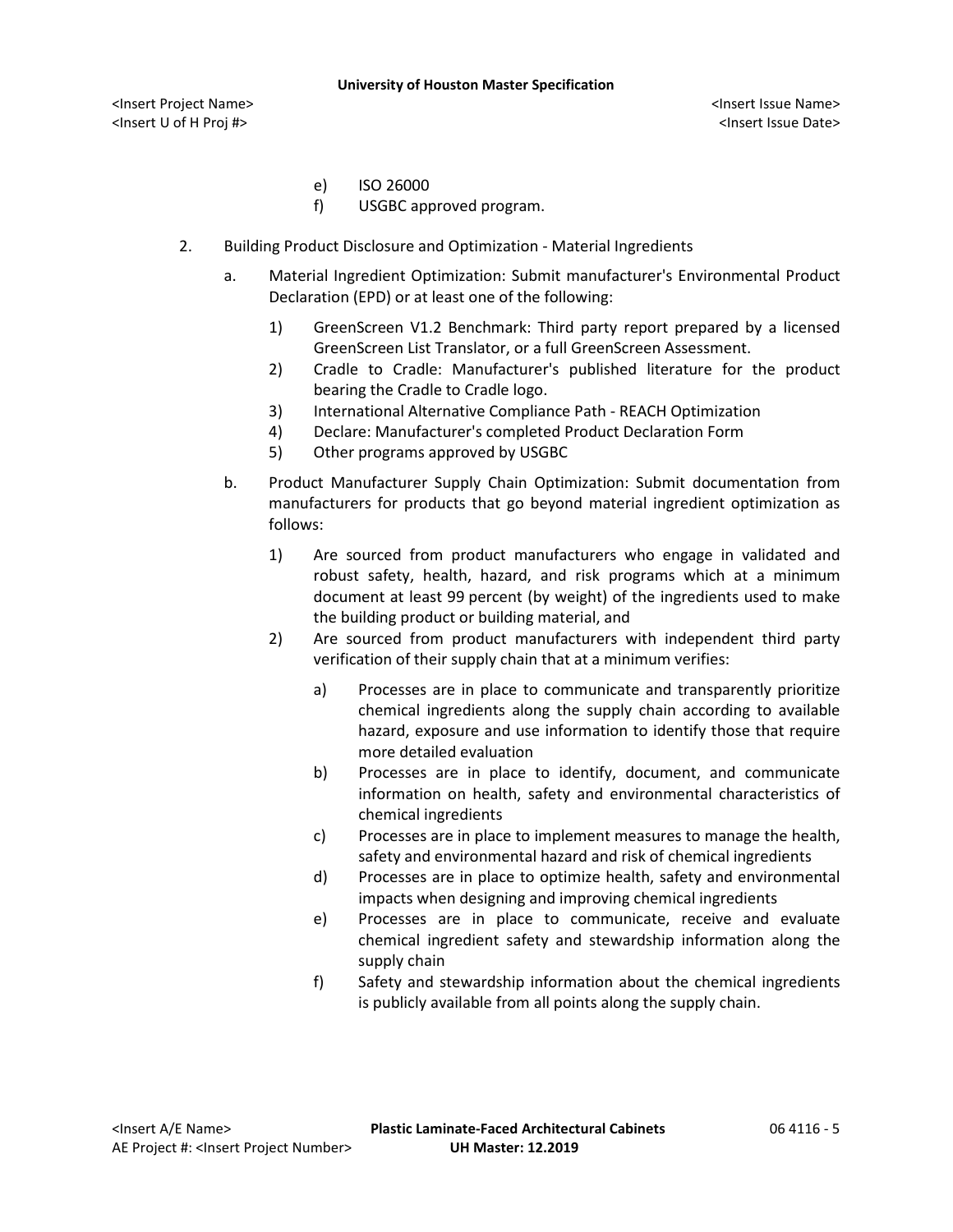e) ISO 26000

f) USGBC approved program.

2. Building Product Disclosure and Optimization - Material Ingredients

   a. Material Ingredient Optimization: Submit manufacturer's Environmental Product Declaration (EPD) or at least one of the following:

      1) GreenScreen V1.2 Benchmark: Third party report prepared by a licensed GreenScreen List Translator, or a full GreenScreen Assessment.
      2) Cradle to Cradle: Manufacturer's published literature for the product bearing the Cradle to Cradle logo.
      3) International Alternative Compliance Path - REACH Optimization
      4) Declare: Manufacturer's completed Product Declaration Form
      5) Other programs approved by USGBC

   b. Product Manufacturer Supply Chain Optimization: Submit documentation from manufacturers for products that go beyond material ingredient optimization as follows:

      1) Are sourced from product manufacturers who engage in validated and robust safety, health, hazard, and risk programs which at a minimum document at least 99 percent (by weight) of the ingredients used to make the building product or building material, and
      2) Are sourced from product manufacturers with independent third party verification of their supply chain that at a minimum verifies:

         a) Processes are in place to communicate and transparently prioritize chemical ingredients along the supply chain according to available hazard, exposure and use information to identify those that require more detailed evaluation
         b) Processes are in place to identify, document, and communicate information on health, safety and environmental characteristics of chemical ingredients
         c) Processes are in place to implement measures to manage the health, safety and environmental hazard and risk of chemical ingredients
         d) Processes are in place to optimize health, safety and environmental impacts when designing and improving chemical ingredients
         e) Processes are in place to communicate, receive and evaluate chemical ingredient safety and stewardship information along the supply chain
         f) Safety and stewardship information about the chemical ingredients is publicly available from all points along the supply chain.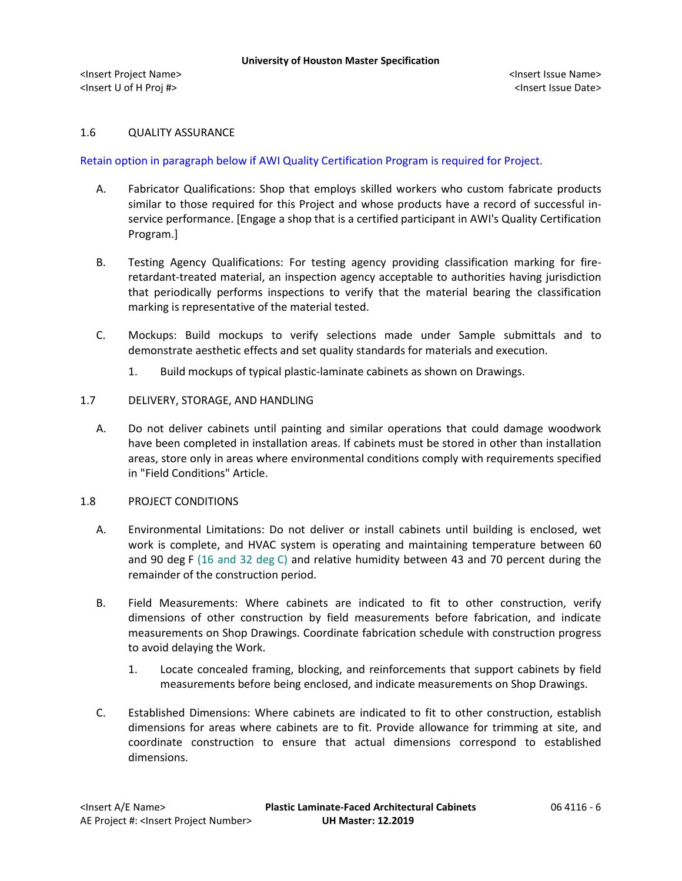## 1.6 QUALITY ASSURANCE

Retain option in paragraph below if AWI Quality Certification Program is required for Project.

A. Fabricator Qualifications: Shop that employs skilled workers who custom fabricate products similar to those required for this Project and whose products have a record of successful in-service performance. [Engage a shop that is a certified participant in AWI's Quality Certification Program.]

B. Testing Agency Qualifications: For testing agency providing classification marking for fire-retardant-treated material, an inspection agency acceptable to authorities having jurisdiction that periodically performs inspections to verify that the material bearing the classification marking is representative of the material tested.

C. Mockups: Build mockups to verify selections made under Sample submittals and to demonstrate aesthetic effects and set quality standards for materials and execution.

   1. Build mockups of typical plastic-laminate cabinets as shown on Drawings.

## 1.7 DELIVERY, STORAGE, AND HANDLING

A. Do not deliver cabinets until painting and similar operations that could damage woodwork have been completed in installation areas. If cabinets must be stored in other than installation areas, store only in areas where environmental conditions comply with requirements specified in "Field Conditions" Article.

## 1.8 PROJECT CONDITIONS

A. Environmental Limitations: Do not deliver or install cabinets until building is enclosed, wet work is complete, and HVAC system is operating and maintaining temperature between 60 and 90 deg F (16 and 32 deg C) and relative humidity between 43 and 70 percent during the remainder of the construction period.

B. Field Measurements: Where cabinets are indicated to fit to other construction, verify dimensions of other construction by field measurements before fabrication, and indicate measurements on Shop Drawings. Coordinate fabrication schedule with construction progress to avoid delaying the Work.

   1. Locate concealed framing, blocking, and reinforcements that support cabinets by field measurements before being enclosed, and indicate measurements on Shop Drawings.

C. Established Dimensions: Where cabinets are indicated to fit to other construction, establish dimensions for areas where cabinets are to fit. Provide allowance for trimming at site, and coordinate construction to ensure that actual dimensions correspond to established dimensions.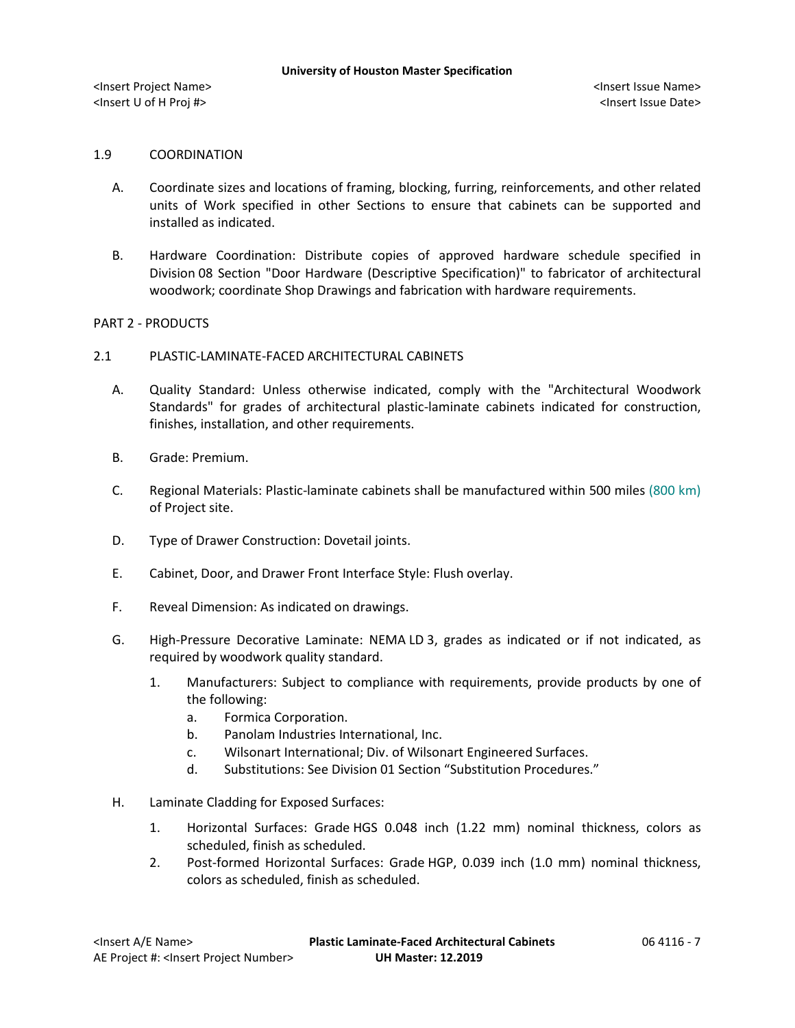## 1.9 COORDINATION

A. Coordinate sizes and locations of framing, blocking, furring, reinforcements, and other related units of Work specified in other Sections to ensure that cabinets can be supported and installed as indicated.

B. Hardware Coordination: Distribute copies of approved hardware schedule specified in Division 08 Section "Door Hardware (Descriptive Specification)" to fabricator of architectural woodwork; coordinate Shop Drawings and fabrication with hardware requirements.

# PART 2 - PRODUCTS

## 2.1 PLASTIC-LAMINATE-FACED ARCHITECTURAL CABINETS

A. Quality Standard: Unless otherwise indicated, comply with the "Architectural Woodwork Standards" for grades of architectural plastic-laminate cabinets indicated for construction, finishes, installation, and other requirements.

B. Grade: Premium.

C. Regional Materials: Plastic-laminate cabinets shall be manufactured within 500 miles (800 km) of Project site.

D. Type of Drawer Construction: Dovetail joints.

E. Cabinet, Door, and Drawer Front Interface Style: Flush overlay.

F. Reveal Dimension: As indicated on drawings.

G. High-Pressure Decorative Laminate: NEMA LD 3, grades as indicated or if not indicated, as required by woodwork quality standard.

   1. Manufacturers: Subject to compliance with requirements, provide products by one of the following:
      a. Formica Corporation.
      b. Panolam Industries International, Inc.
      c. Wilsonart International; Div. of Wilsonart Engineered Surfaces.
      d. Substitutions: See Division 01 Section "Substitution Procedures."

H. Laminate Cladding for Exposed Surfaces:

   1. Horizontal Surfaces: Grade HGS 0.048 inch (1.22 mm) nominal thickness, colors as scheduled, finish as scheduled.
   2. Post-formed Horizontal Surfaces: Grade HGP, 0.039 inch (1.0 mm) nominal thickness, colors as scheduled, finish as scheduled.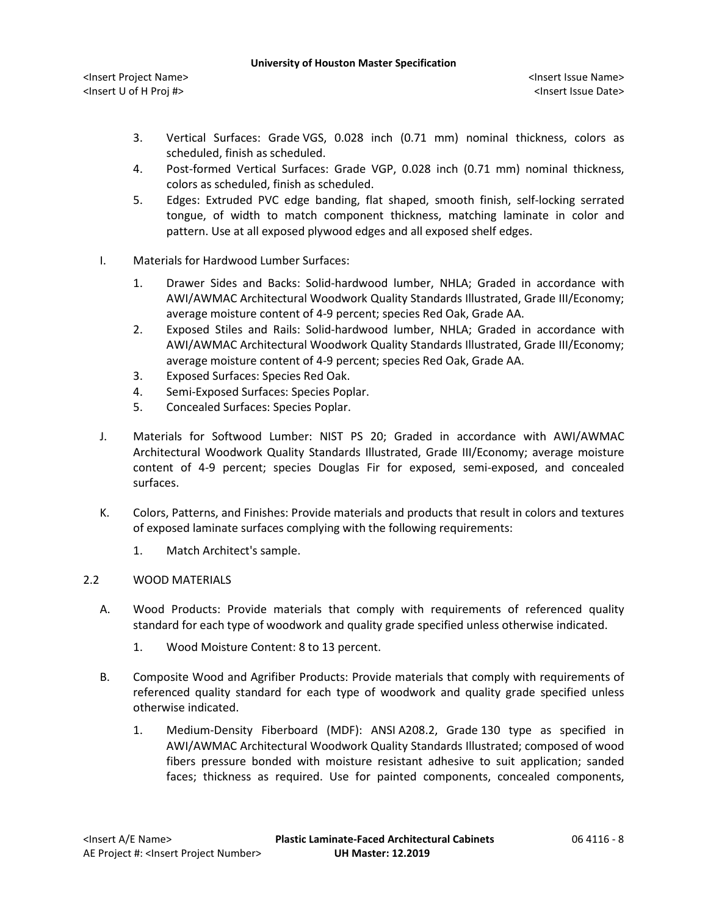3. Vertical Surfaces: Grade VGS, 0.028 inch (0.71 mm) nominal thickness, colors as scheduled, finish as scheduled.
4. Post-formed Vertical Surfaces: Grade VGP, 0.028 inch (0.71 mm) nominal thickness, colors as scheduled, finish as scheduled.
5. Edges: Extruded PVC edge banding, flat shaped, smooth finish, self-locking serrated tongue, of width to match component thickness, matching laminate in color and pattern. Use at all exposed plywood edges and all exposed shelf edges.

I. Materials for Hardwood Lumber Surfaces:

1. Drawer Sides and Backs: Solid-hardwood lumber, NHLA; Graded in accordance with AWI/AWMAC Architectural Woodwork Quality Standards Illustrated, Grade III/Economy; average moisture content of 4-9 percent; species Red Oak, Grade AA.
2. Exposed Stiles and Rails: Solid-hardwood lumber, NHLA; Graded in accordance with AWI/AWMAC Architectural Woodwork Quality Standards Illustrated, Grade III/Economy; average moisture content of 4-9 percent; species Red Oak, Grade AA.
3. Exposed Surfaces: Species Red Oak.
4. Semi-Exposed Surfaces: Species Poplar.
5. Concealed Surfaces: Species Poplar.

J. Materials for Softwood Lumber: NIST PS 20; Graded in accordance with AWI/AWMAC Architectural Woodwork Quality Standards Illustrated, Grade III/Economy; average moisture content of 4-9 percent; species Douglas Fir for exposed, semi-exposed, and concealed surfaces.

K. Colors, Patterns, and Finishes: Provide materials and products that result in colors and textures of exposed laminate surfaces complying with the following requirements:

1. Match Architect's sample.

## 2.2 WOOD MATERIALS

A. Wood Products: Provide materials that comply with requirements of referenced quality standard for each type of woodwork and quality grade specified unless otherwise indicated.

1. Wood Moisture Content: 8 to 13 percent.

B. Composite Wood and Agrifiber Products: Provide materials that comply with requirements of referenced quality standard for each type of woodwork and quality grade specified unless otherwise indicated.

1. Medium-Density Fiberboard (MDF): ANSI A208.2, Grade 130 type as specified in AWI/AWMAC Architectural Woodwork Quality Standards Illustrated; composed of wood fibers pressure bonded with moisture resistant adhesive to suit application; sanded faces; thickness as required. Use for painted components, concealed components,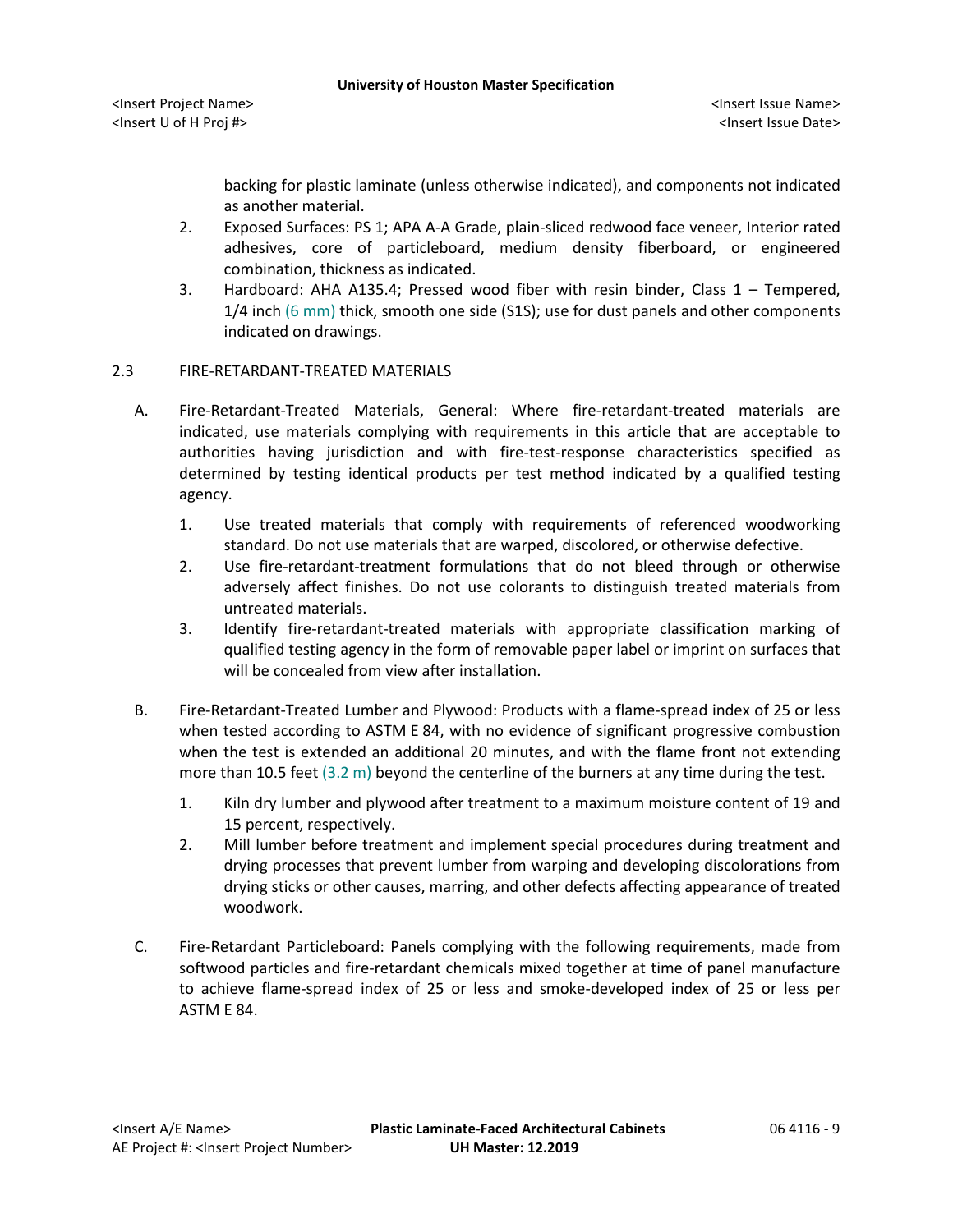backing for plastic laminate (unless otherwise indicated), and components not indicated as another material.

2. Exposed Surfaces: PS 1; APA A-A Grade, plain-sliced redwood face veneer, Interior rated adhesives, core of particleboard, medium density fiberboard, or engineered combination, thickness as indicated.
3. Hardboard: AHA A135.4; Pressed wood fiber with resin binder, Class 1 – Tempered, 1/4 inch (6 mm) thick, smooth one side (S1S); use for dust panels and other components indicated on drawings.

## 2.3 FIRE-RETARDANT-TREATED MATERIALS

A. Fire-Retardant-Treated Materials, General: Where fire-retardant-treated materials are indicated, use materials complying with requirements in this article that are acceptable to authorities having jurisdiction and with fire-test-response characteristics specified as determined by testing identical products per test method indicated by a qualified testing agency.

   1. Use treated materials that comply with requirements of referenced woodworking standard. Do not use materials that are warped, discolored, or otherwise defective.
   2. Use fire-retardant-treatment formulations that do not bleed through or otherwise adversely affect finishes. Do not use colorants to distinguish treated materials from untreated materials.
   3. Identify fire-retardant-treated materials with appropriate classification marking of qualified testing agency in the form of removable paper label or imprint on surfaces that will be concealed from view after installation.

B. Fire-Retardant-Treated Lumber and Plywood: Products with a flame-spread index of 25 or less when tested according to ASTM E 84, with no evidence of significant progressive combustion when the test is extended an additional 20 minutes, and with the flame front not extending more than 10.5 feet (3.2 m) beyond the centerline of the burners at any time during the test.

   1. Kiln dry lumber and plywood after treatment to a maximum moisture content of 19 and 15 percent, respectively.
   2. Mill lumber before treatment and implement special procedures during treatment and drying processes that prevent lumber from warping and developing discolorations from drying sticks or other causes, marring, and other defects affecting appearance of treated woodwork.

C. Fire-Retardant Particleboard: Panels complying with the following requirements, made from softwood particles and fire-retardant chemicals mixed together at time of panel manufacture to achieve flame-spread index of 25 or less and smoke-developed index of 25 or less per ASTM E 84.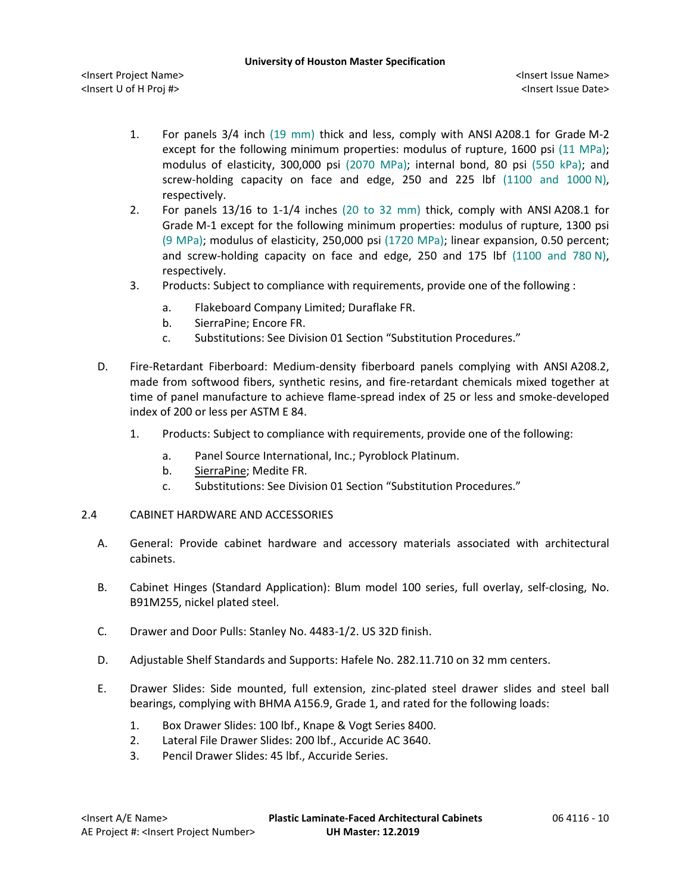1. For panels 3/4 inch (19 mm) thick and less, comply with ANSI A208.1 for Grade M-2 except for the following minimum properties: modulus of rupture, 1600 psi (11 MPa); modulus of elasticity, 300,000 psi (2070 MPa); internal bond, 80 psi (550 kPa); and screw-holding capacity on face and edge, 250 and 225 lbf (1100 and 1000 N), respectively.
2. For panels 13/16 to 1-1/4 inches (20 to 32 mm) thick, comply with ANSI A208.1 for Grade M-1 except for the following minimum properties: modulus of rupture, 1300 psi (9 MPa); modulus of elasticity, 250,000 psi (1720 MPa); linear expansion, 0.50 percent; and screw-holding capacity on face and edge, 250 and 175 lbf (1100 and 780 N), respectively.
3. Products: Subject to compliance with requirements, provide one of the following :
   a. Flakeboard Company Limited; Duraflake FR.
   b. SierraPine; Encore FR.
   c. Substitutions: See Division 01 Section "Substitution Procedures."

D. Fire-Retardant Fiberboard: Medium-density fiberboard panels complying with ANSI A208.2, made from softwood fibers, synthetic resins, and fire-retardant chemicals mixed together at time of panel manufacture to achieve flame-spread index of 25 or less and smoke-developed index of 200 or less per ASTM E 84.

1. Products: Subject to compliance with requirements, provide one of the following:
   a. Panel Source International, Inc.; Pyroblock Platinum.
   b. SierraPine; Medite FR.
   c. Substitutions: See Division 01 Section "Substitution Procedures."

## 2.4 CABINET HARDWARE AND ACCESSORIES

A. General: Provide cabinet hardware and accessory materials associated with architectural cabinets.

B. Cabinet Hinges (Standard Application): Blum model 100 series, full overlay, self-closing, No. B91M255, nickel plated steel.

C. Drawer and Door Pulls: Stanley No. 4483-1/2. US 32D finish.

D. Adjustable Shelf Standards and Supports: Hafele No. 282.11.710 on 32 mm centers.

E. Drawer Slides: Side mounted, full extension, zinc-plated steel drawer slides and steel ball bearings, complying with BHMA A156.9, Grade 1, and rated for the following loads:

1. Box Drawer Slides: 100 lbf., Knape & Vogt Series 8400.
2. Lateral File Drawer Slides: 200 lbf., Accuride AC 3640.
3. Pencil Drawer Slides: 45 lbf., Accuride Series.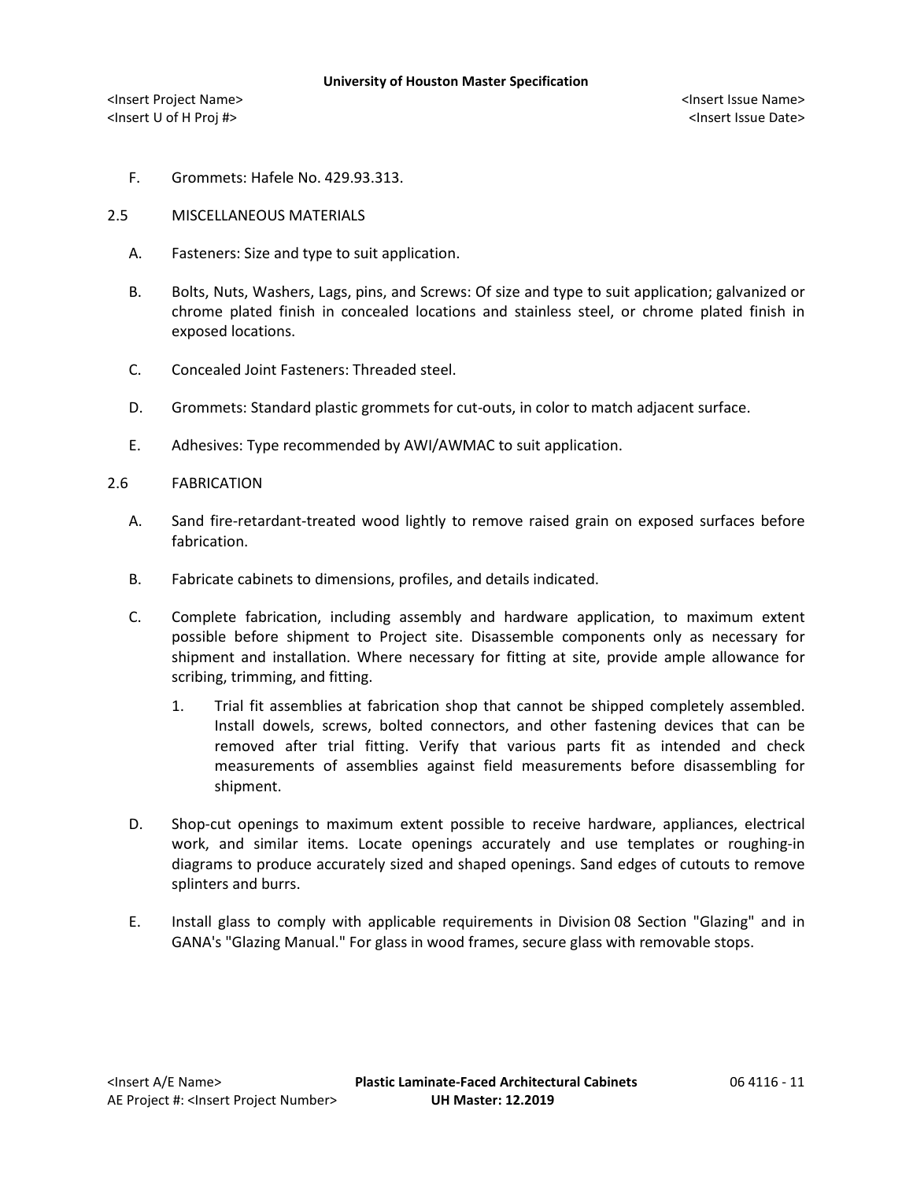F. Grommets: Hafele No. 429.93.313.

## 2.5 MISCELLANEOUS MATERIALS

A. Fasteners: Size and type to suit application.

B. Bolts, Nuts, Washers, Lags, pins, and Screws: Of size and type to suit application; galvanized or chrome plated finish in concealed locations and stainless steel, or chrome plated finish in exposed locations.

C. Concealed Joint Fasteners: Threaded steel.

D. Grommets: Standard plastic grommets for cut-outs, in color to match adjacent surface.

E. Adhesives: Type recommended by AWI/AWMAC to suit application.

## 2.6 FABRICATION

A. Sand fire-retardant-treated wood lightly to remove raised grain on exposed surfaces before fabrication.

B. Fabricate cabinets to dimensions, profiles, and details indicated.

C. Complete fabrication, including assembly and hardware application, to maximum extent possible before shipment to Project site. Disassemble components only as necessary for shipment and installation. Where necessary for fitting at site, provide ample allowance for scribing, trimming, and fitting.

1. Trial fit assemblies at fabrication shop that cannot be shipped completely assembled. Install dowels, screws, bolted connectors, and other fastening devices that can be removed after trial fitting. Verify that various parts fit as intended and check measurements of assemblies against field measurements before disassembling for shipment.

D. Shop-cut openings to maximum extent possible to receive hardware, appliances, electrical work, and similar items. Locate openings accurately and use templates or roughing-in diagrams to produce accurately sized and shaped openings. Sand edges of cutouts to remove splinters and burrs.

E. Install glass to comply with applicable requirements in Division 08 Section "Glazing" and in GANA's "Glazing Manual." For glass in wood frames, secure glass with removable stops.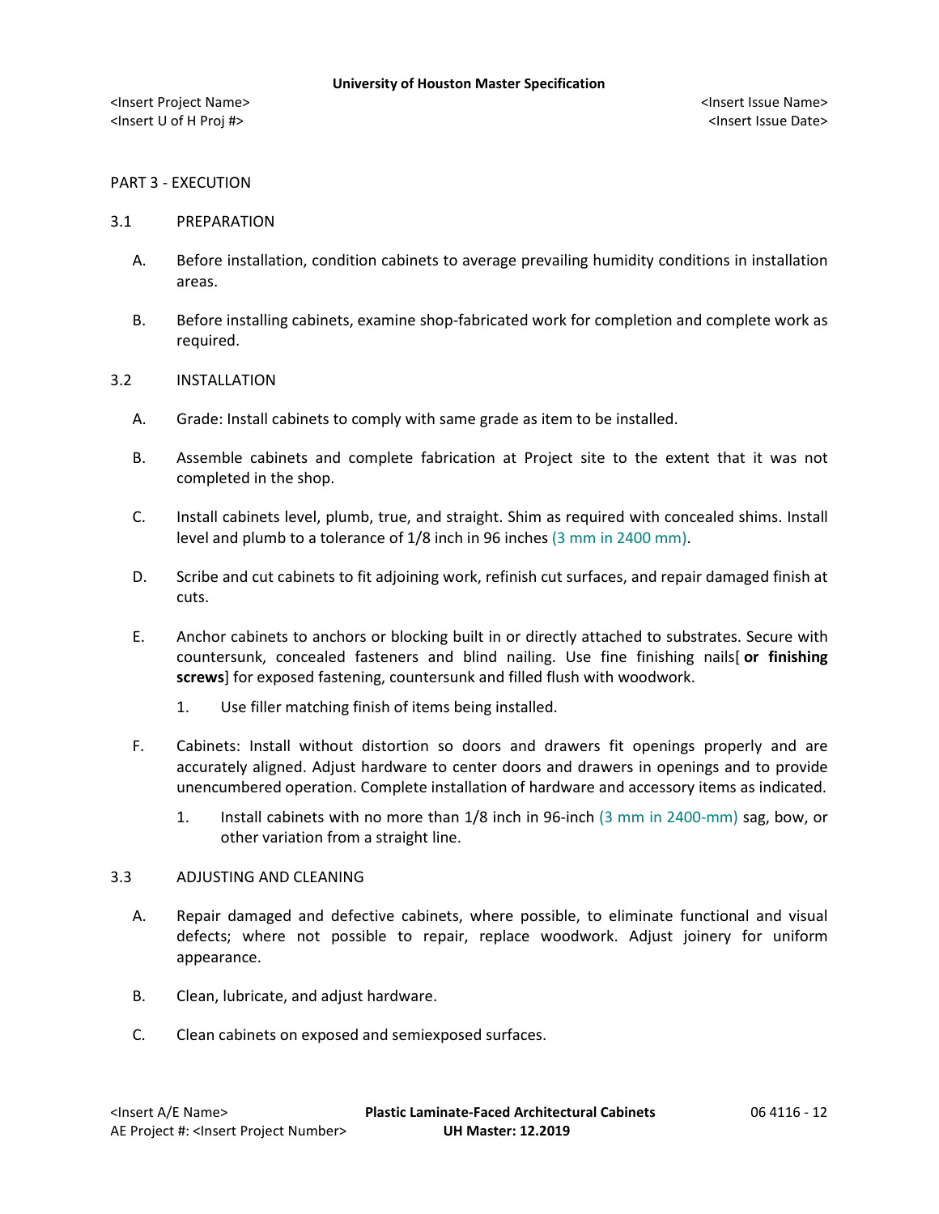PART 3 - EXECUTION

3.1 PREPARATION

A. Before installation, condition cabinets to average prevailing humidity conditions in installation areas.

B. Before installing cabinets, examine shop-fabricated work for completion and complete work as required.

3.2 INSTALLATION

A. Grade: Install cabinets to comply with same grade as item to be installed.

B. Assemble cabinets and complete fabrication at Project site to the extent that it was not completed in the shop.

C. Install cabinets level, plumb, true, and straight. Shim as required with concealed shims. Install level and plumb to a tolerance of 1/8 inch in 96 inches (3 mm in 2400 mm).

D. Scribe and cut cabinets to fit adjoining work, refinish cut surfaces, and repair damaged finish at cuts.

E. Anchor cabinets to anchors or blocking built in or directly attached to substrates. Secure with countersunk, concealed fasteners and blind nailing. Use fine finishing nails[ **or finishing screws**] for exposed fastening, countersunk and filled flush with woodwork.

   1. Use filler matching finish of items being installed.

F. Cabinets: Install without distortion so doors and drawers fit openings properly and are accurately aligned. Adjust hardware to center doors and drawers in openings and to provide unencumbered operation. Complete installation of hardware and accessory items as indicated.

   1. Install cabinets with no more than 1/8 inch in 96-inch (3 mm in 2400-mm) sag, bow, or other variation from a straight line.

3.3 ADJUSTING AND CLEANING

A. Repair damaged and defective cabinets, where possible, to eliminate functional and visual defects; where not possible to repair, replace woodwork. Adjust joinery for uniform appearance.

B. Clean, lubricate, and adjust hardware.

C. Clean cabinets on exposed and semiexposed surfaces.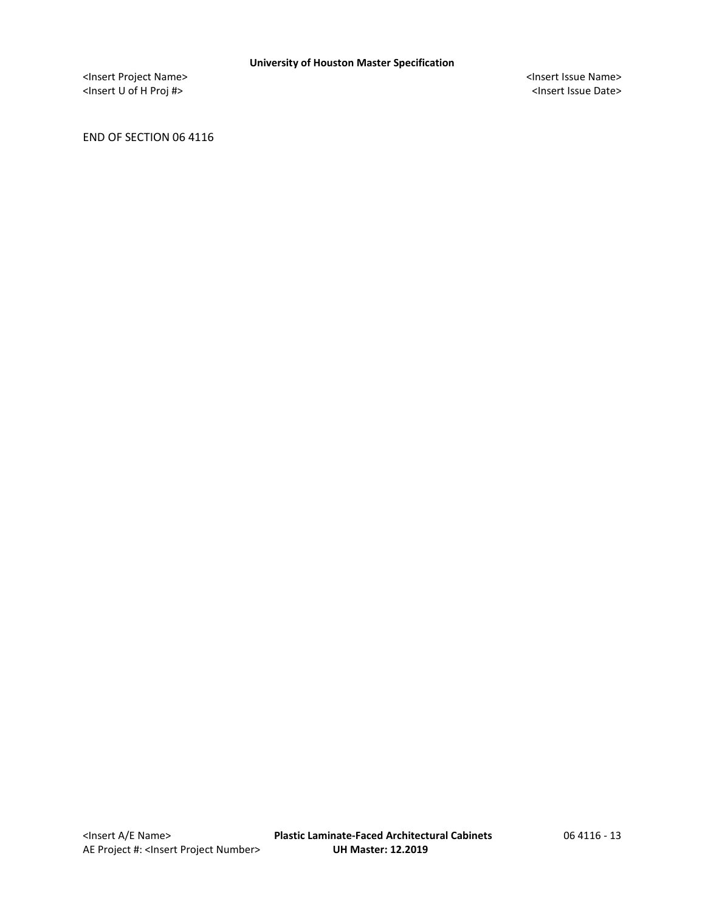END OF SECTION 06 4116